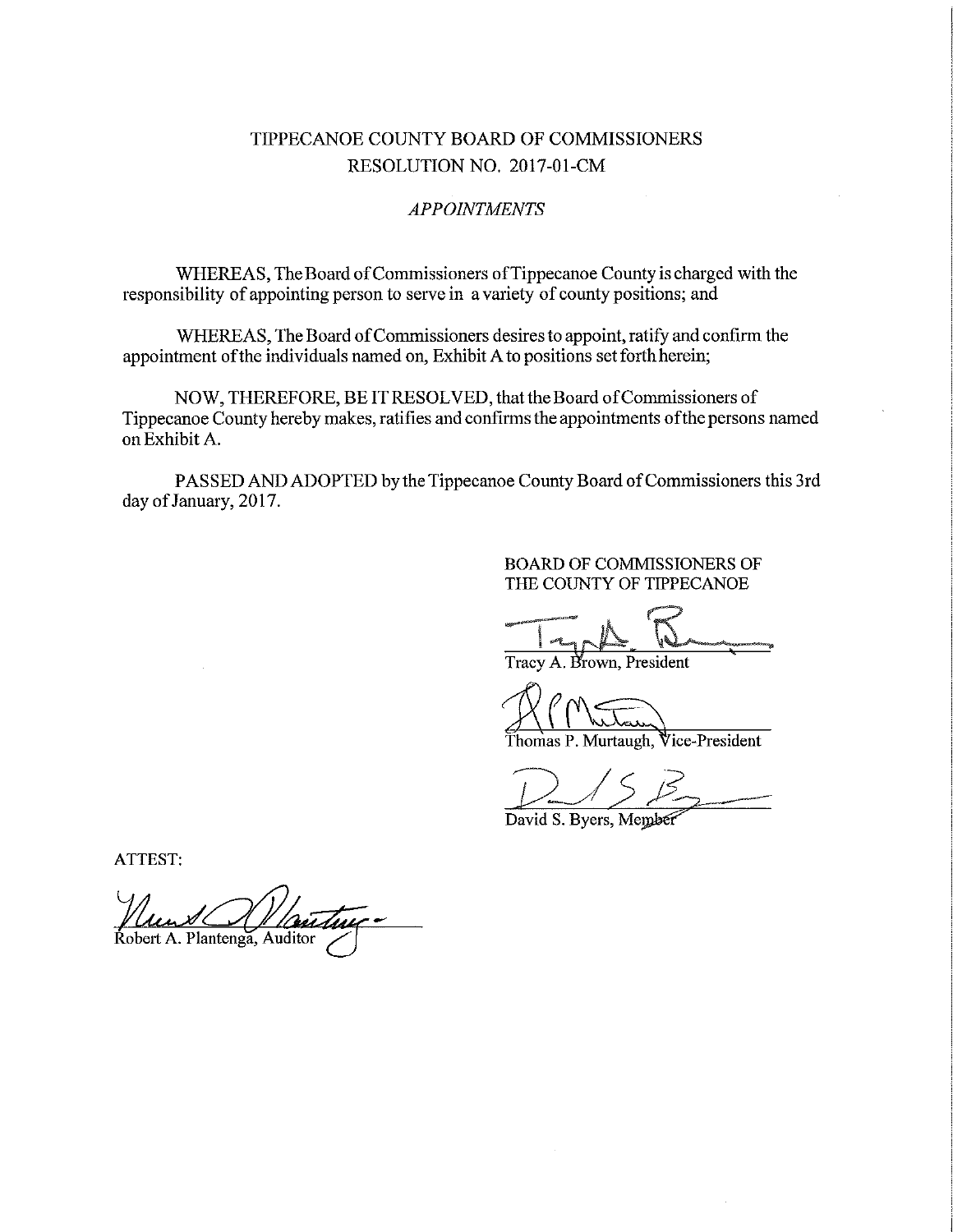# TIPPECANOE COUNTY BOARD OF COMMISSIONERS
## RESOLUTION NO. 2017-01-CM

*APPOINTMENTS*

WHEREAS, The Board of Commissioners of Tippecanoe County is charged with the responsibility of appointing person to serve in a variety of county positions; and

WHEREAS, The Board of Commissioners desires to appoint, ratify and confirm the appointment of the individuals named on, Exhibit A to positions set forth herein;

NOW, THEREFORE, BE IT RESOLVED, that the Board of Commissioners of Tippecanoe County hereby makes, ratifies and confirms the appointments of the persons named on Exhibit A.

PASSED AND ADOPTED by the Tippecanoe County Board of Commissioners this 3rd day of January, 2017.

BOARD OF COMMISSIONERS OF
THE COUNTY OF TIPPECANOE

Tracy A. Brown, President

Thomas P. Murtaugh, Vice-President

David S. Byers, Member

ATTEST:

Robert A. Plantenga, Auditor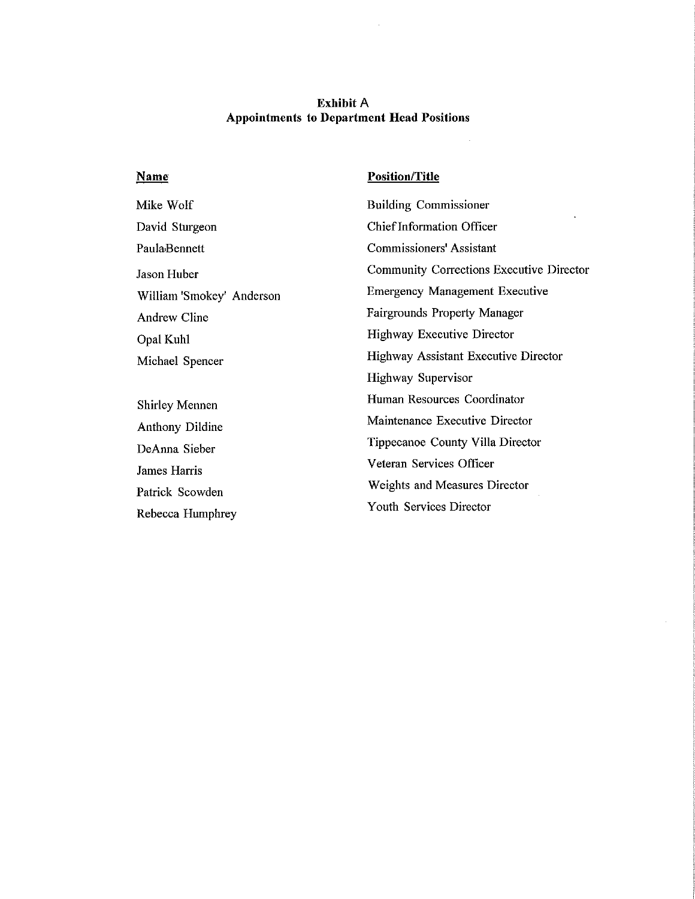**Exhibit A**
**Appointments to Department Head Positions**

| Name | Position/Title |
| --- | --- |
| Mike Wolf | Building Commissioner |
| David Sturgeon | Chief Information Officer |
| Paula Bennett | Commissioners' Assistant |
| Jason Huber | Community Corrections Executive Director |
| William 'Smokey' Anderson | Emergency Management Executive |
| Andrew Cline | Fairgrounds Property Manager |
| Opal Kuhl | Highway Executive Director |
| Michael Spencer | Highway Assistant Executive Director |
| | Highway Supervisor |
| Shirley Mennen | Human Resources Coordinator |
| Anthony Dildine | Maintenance Executive Director |
| DeAnna Sieber | Tippecanoe County Villa Director |
| James Harris | Veteran Services Officer |
| Patrick Scowden | Weights and Measures Director |
| Rebecca Humphrey | Youth Services Director |